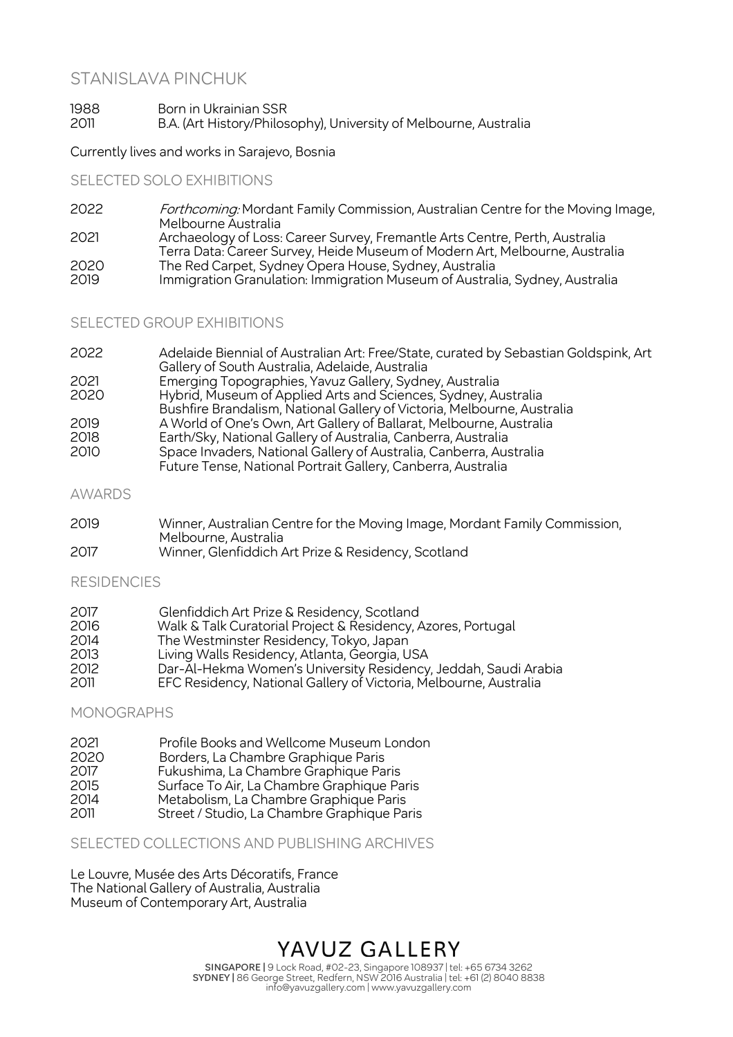# STANISLAVA PINCHUK

1988 Born in Ukrainian SSR
2011 B.A. (Art History/Philosophy), University of Melbourne, Australia

Currently lives and works in Sarajevo, Bosnia

## SELECTED SOLO EXHIBITIONS

2022 *Forthcoming:* Mordant Family Commission, Australian Centre for the Moving Image, Melbourne Australia
2021 Archaeology of Loss: Career Survey, Fremantle Arts Centre, Perth, Australia
Terra Data: Career Survey, Heide Museum of Modern Art, Melbourne, Australia
2020 The Red Carpet, Sydney Opera House, Sydney, Australia
2019 Immigration Granulation: Immigration Museum of Australia, Sydney, Australia

## SELECTED GROUP EXHIBITIONS

2022 Adelaide Biennial of Australian Art: Free/State, curated by Sebastian Goldspink, Art Gallery of South Australia, Adelaide, Australia
2021 Emerging Topographies, Yavuz Gallery, Sydney, Australia
2020 Hybrid, Museum of Applied Arts and Sciences, Sydney, Australia
Bushfire Brandalism, National Gallery of Victoria, Melbourne, Australia
2019 A World of One's Own, Art Gallery of Ballarat, Melbourne, Australia
2018 Earth/Sky, National Gallery of Australia, Canberra, Australia
2010 Space Invaders, National Gallery of Australia, Canberra, Australia
Future Tense, National Portrait Gallery, Canberra, Australia

## AWARDS

2019 Winner, Australian Centre for the Moving Image, Mordant Family Commission, Melbourne, Australia
2017 Winner, Glenfiddich Art Prize & Residency, Scotland

## RESIDENCIES

2017 Glenfiddich Art Prize & Residency, Scotland
2016 Walk & Talk Curatorial Project & Residency, Azores, Portugal
2014 The Westminster Residency, Tokyo, Japan
2013 Living Walls Residency, Atlanta, Georgia, USA
2012 Dar-Al-Hekma Women's University Residency, Jeddah, Saudi Arabia
2011 EFC Residency, National Gallery of Victoria, Melbourne, Australia

## MONOGRAPHS

2021 Profile Books and Wellcome Museum London
2020 Borders, La Chambre Graphique Paris
2017 Fukushima, La Chambre Graphique Paris
2015 Surface To Air, La Chambre Graphique Paris
2014 Metabolism, La Chambre Graphique Paris
2011 Street / Studio, La Chambre Graphique Paris

## SELECTED COLLECTIONS AND PUBLISHING ARCHIVES

Le Louvre, Musée des Arts Décoratifs, France
The National Gallery of Australia, Australia
Museum of Contemporary Art, Australia

YAVUZ GALLERY
**SINGAPORE |** 9 Lock Road, #02-23, Singapore 108937 | tel: +65 6734 3262
**SYDNEY |** 86 George Street, Redfern, NSW 2016 Australia | tel: +61 (2) 8040 8838
info@yavuzgallery.com | www.yavuzgallery.com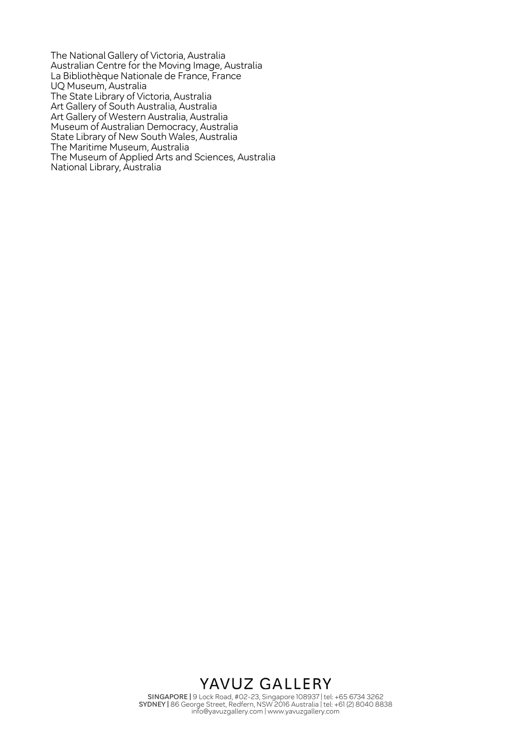The National Gallery of Victoria, Australia
Australian Centre for the Moving Image, Australia
La Bibliothèque Nationale de France, France
UQ Museum, Australia
The State Library of Victoria, Australia
Art Gallery of South Australia, Australia
Art Gallery of Western Australia, Australia
Museum of Australian Democracy, Australia
State Library of New South Wales, Australia
The Maritime Museum, Australia
The Museum of Applied Arts and Sciences, Australia
National Library, Australia

YAVUZ GALLERY

**SINGAPORE |** 9 Lock Road, #02-23, Singapore 108937 | tel: +65 6734 3262
**SYDNEY |** 86 George Street, Redfern, NSW 2016 Australia | tel: +61 (2) 8040 8838
info@yavuzgallery.com | www.yavuzgallery.com